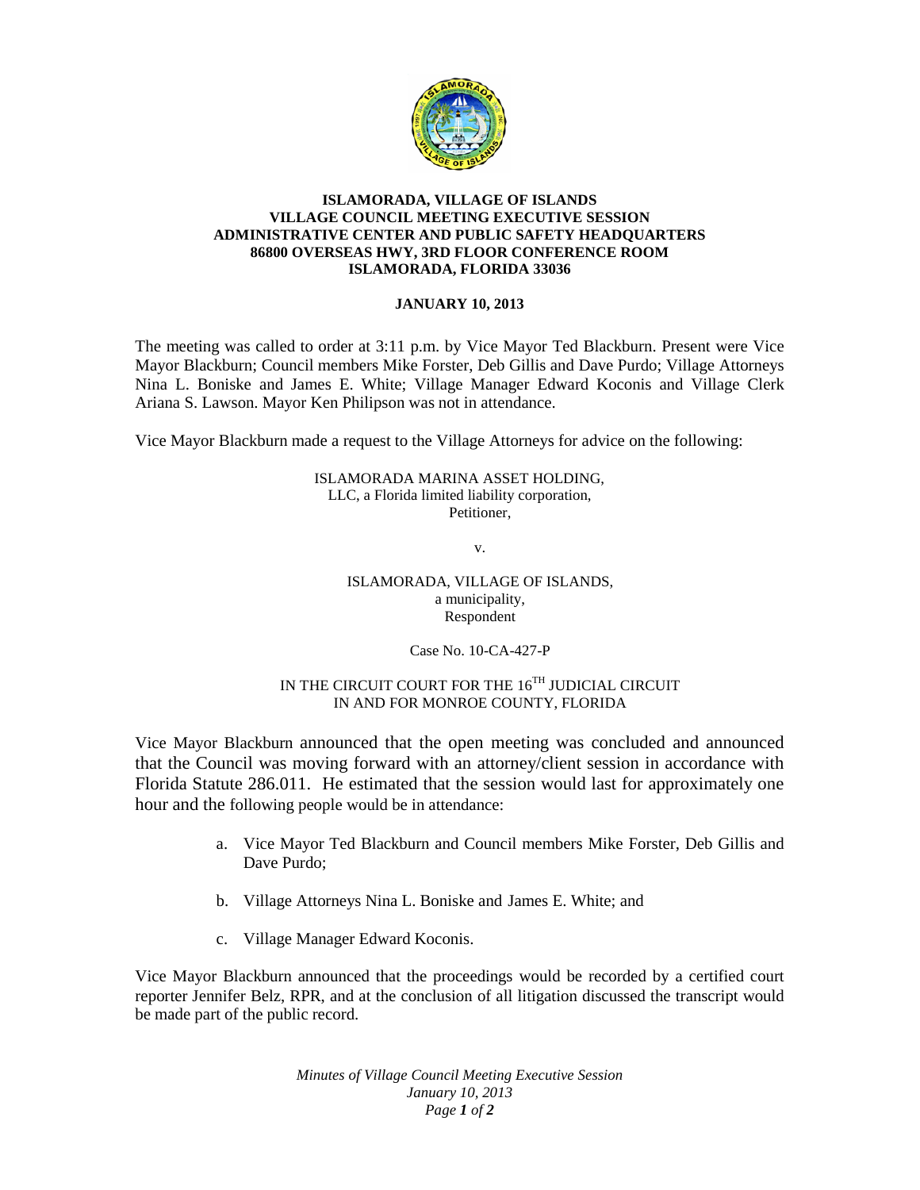**ISLAMORADA, VILLAGE OF ISLANDS**
**VILLAGE COUNCIL MEETING EXECUTIVE SESSION**
**ADMINISTRATIVE CENTER AND PUBLIC SAFETY HEADQUARTERS**
**86800 OVERSEAS HWY, 3RD FLOOR CONFERENCE ROOM**
**ISLAMORADA, FLORIDA 33036**

**JANUARY 10, 2013**

The meeting was called to order at 3:11 p.m. by Vice Mayor Ted Blackburn. Present were Vice Mayor Blackburn; Council members Mike Forster, Deb Gillis and Dave Purdo; Village Attorneys Nina L. Boniske and James E. White; Village Manager Edward Koconis and Village Clerk Ariana S. Lawson. Mayor Ken Philipson was not in attendance.

Vice Mayor Blackburn made a request to the Village Attorneys for advice on the following:

ISLAMORADA MARINA ASSET HOLDING,
LLC, a Florida limited liability corporation,
Petitioner,

v.

ISLAMORADA, VILLAGE OF ISLANDS,
a municipality,
Respondent

Case No. 10-CA-427-P

IN THE CIRCUIT COURT FOR THE 16TH JUDICIAL CIRCUIT
IN AND FOR MONROE COUNTY, FLORIDA

Vice Mayor Blackburn announced that the open meeting was concluded and announced that the Council was moving forward with an attorney/client session in accordance with Florida Statute 286.011. He estimated that the session would last for approximately one hour and the following people would be in attendance:

a. Vice Mayor Ted Blackburn and Council members Mike Forster, Deb Gillis and Dave Purdo;

b. Village Attorneys Nina L. Boniske and James E. White; and

c. Village Manager Edward Koconis.

Vice Mayor Blackburn announced that the proceedings would be recorded by a certified court reporter Jennifer Belz, RPR, and at the conclusion of all litigation discussed the transcript would be made part of the public record.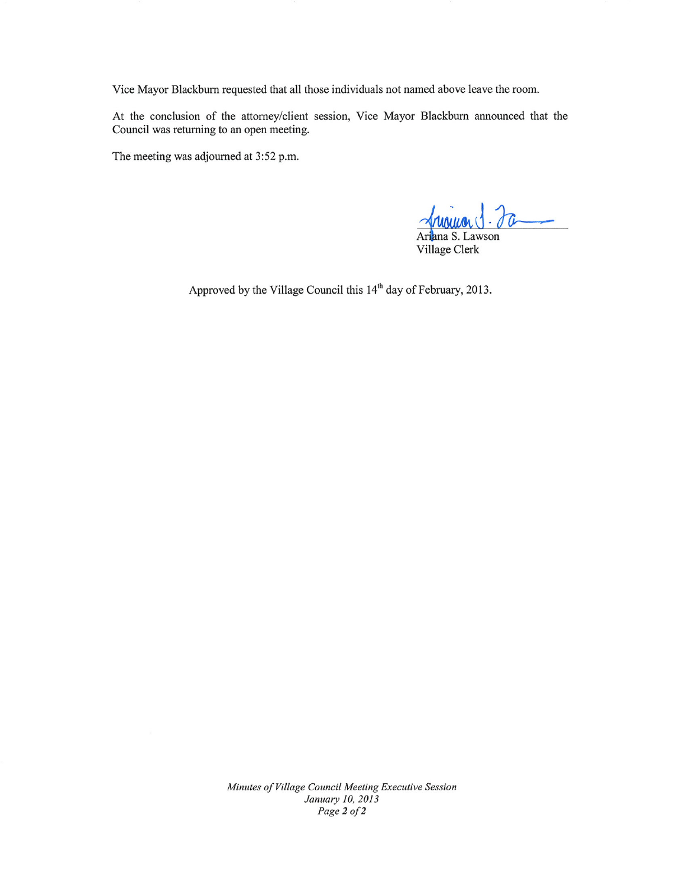Vice Mayor Blackburn requested that all those individuals not named above leave the room.

At the conclusion of the attorney/client session, Vice Mayor Blackburn announced that the Council was returning to an open meeting.

The meeting was adjourned at 3:52 p.m.

Ariana S. Lawson
Village Clerk

Approved by the Village Council this 14th day of February, 2013.